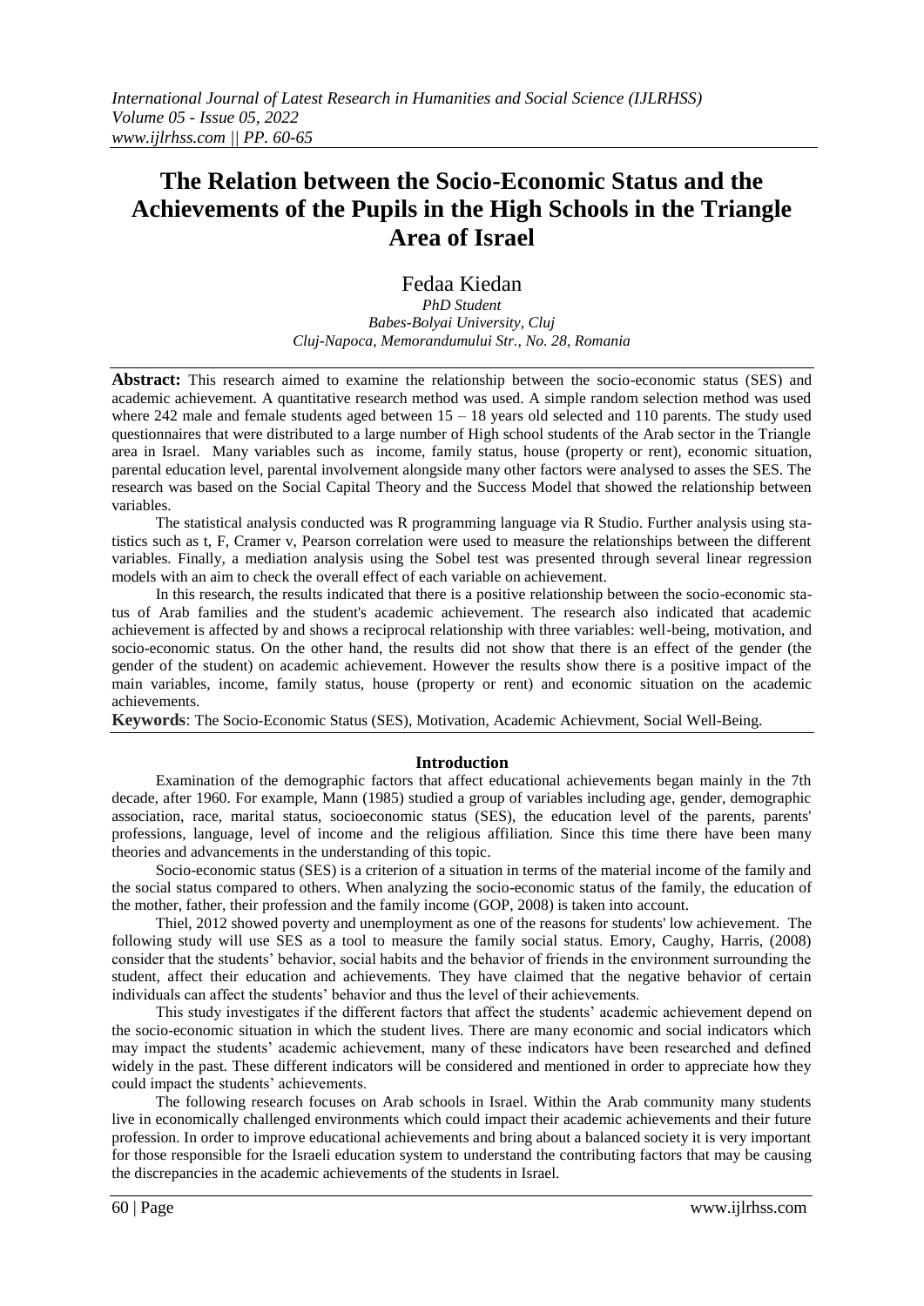# The Relation between the Socio-Economic Status and the Achievements of the Pupils in the High Schools in the Triangle Area of Israel

## Fedaa Kiedan

*PhD Student*
*Babes-Bolyai University, Cluj*
*Cluj-Napoca, Memorandumului Str., No. 28, Romania*

**Abstract:** This research aimed to examine the relationship between the socio-economic status (SES) and academic achievement. A quantitative research method was used. A simple random selection method was used where 242 male and female students aged between 15 – 18 years old selected and 110 parents. The study used questionnaires that were distributed to a large number of High school students of the Arab sector in the Triangle area in Israel. Many variables such as income, family status, house (property or rent), economic situation, parental education level, parental involvement alongside many other factors were analysed to asses the SES. The research was based on the Social Capital Theory and the Success Model that showed the relationship between variables.

The statistical analysis conducted was R programming language via R Studio. Further analysis using statistics such as t, F, Cramer v, Pearson correlation were used to measure the relationships between the different variables. Finally, a mediation analysis using the Sobel test was presented through several linear regression models with an aim to check the overall effect of each variable on achievement.

In this research, the results indicated that there is a positive relationship between the socio-economic status of Arab families and the student's academic achievement. The research also indicated that academic achievement is affected by and shows a reciprocal relationship with three variables: well-being, motivation, and socio-economic status. On the other hand, the results did not show that there is an effect of the gender (the gender of the student) on academic achievement. However the results show there is a positive impact of the main variables, income, family status, house (property or rent) and economic situation on the academic achievements.

**Keywords**: The Socio-Economic Status (SES), Motivation, Academic Achievment, Social Well-Being.

## Introduction

Examination of the demographic factors that affect educational achievements began mainly in the 7th decade, after 1960. For example, Mann (1985) studied a group of variables including age, gender, demographic association, race, marital status, socioeconomic status (SES), the education level of the parents, parents' professions, language, level of income and the religious affiliation. Since this time there have been many theories and advancements in the understanding of this topic.

Socio-economic status (SES) is a criterion of a situation in terms of the material income of the family and the social status compared to others. When analyzing the socio-economic status of the family, the education of the mother, father, their profession and the family income (GOP, 2008) is taken into account.

Thiel, 2012 showed poverty and unemployment as one of the reasons for students' low achievement. The following study will use SES as a tool to measure the family social status. Emory, Caughy, Harris, (2008) consider that the students' behavior, social habits and the behavior of friends in the environment surrounding the student, affect their education and achievements. They have claimed that the negative behavior of certain individuals can affect the students' behavior and thus the level of their achievements.

This study investigates if the different factors that affect the students' academic achievement depend on the socio-economic situation in which the student lives. There are many economic and social indicators which may impact the students' academic achievement, many of these indicators have been researched and defined widely in the past. These different indicators will be considered and mentioned in order to appreciate how they could impact the students' achievements.

The following research focuses on Arab schools in Israel. Within the Arab community many students live in economically challenged environments which could impact their academic achievements and their future profession. In order to improve educational achievements and bring about a balanced society it is very important for those responsible for the Israeli education system to understand the contributing factors that may be causing the discrepancies in the academic achievements of the students in Israel.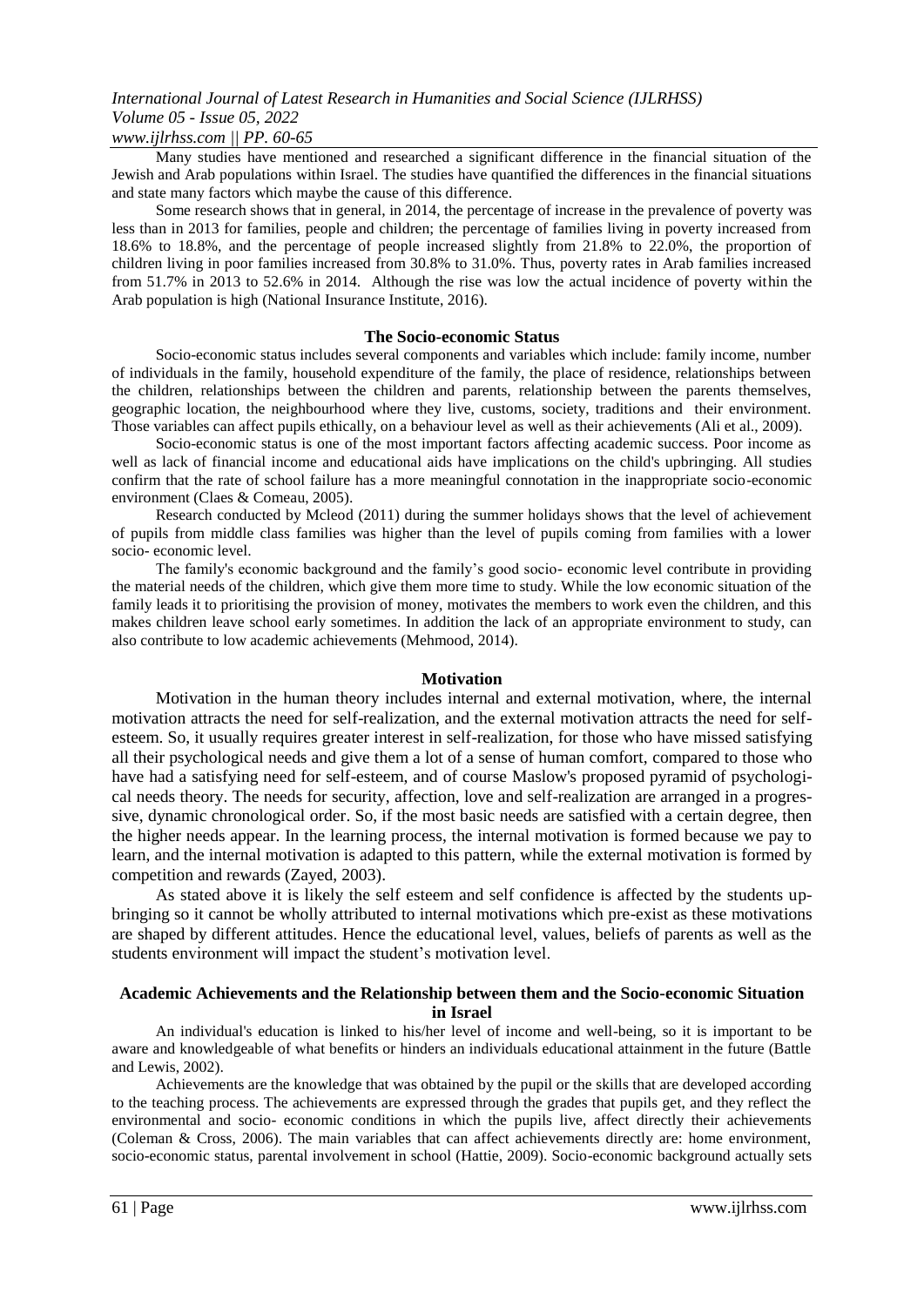Many studies have mentioned and researched a significant difference in the financial situation of the Jewish and Arab populations within Israel. The studies have quantified the differences in the financial situations and state many factors which maybe the cause of this difference.

Some research shows that in general, in 2014, the percentage of increase in the prevalence of poverty was less than in 2013 for families, people and children; the percentage of families living in poverty increased from 18.6% to 18.8%, and the percentage of people increased slightly from 21.8% to 22.0%, the proportion of children living in poor families increased from 30.8% to 31.0%. Thus, poverty rates in Arab families increased from 51.7% in 2013 to 52.6% in 2014. Although the rise was low the actual incidence of poverty within the Arab population is high (National Insurance Institute, 2016).

## The Socio-economic Status

Socio-economic status includes several components and variables which include: family income, number of individuals in the family, household expenditure of the family, the place of residence, relationships between the children, relationships between the children and parents, relationship between the parents themselves, geographic location, the neighbourhood where they live, customs, society, traditions and their environment. Those variables can affect pupils ethically, on a behaviour level as well as their achievements (Ali et al., 2009).

Socio-economic status is one of the most important factors affecting academic success. Poor income as well as lack of financial income and educational aids have implications on the child's upbringing. All studies confirm that the rate of school failure has a more meaningful connotation in the inappropriate socio-economic environment (Claes & Comeau, 2005).

Research conducted by Mcleod (2011) during the summer holidays shows that the level of achievement of pupils from middle class families was higher than the level of pupils coming from families with a lower socio- economic level.

The family's economic background and the family's good socio- economic level contribute in providing the material needs of the children, which give them more time to study. While the low economic situation of the family leads it to prioritising the provision of money, motivates the members to work even the children, and this makes children leave school early sometimes. In addition the lack of an appropriate environment to study, can also contribute to low academic achievements (Mehmood, 2014).

## Motivation

Motivation in the human theory includes internal and external motivation, where, the internal motivation attracts the need for self-realization, and the external motivation attracts the need for self-esteem. So, it usually requires greater interest in self-realization, for those who have missed satisfying all their psychological needs and give them a lot of a sense of human comfort, compared to those who have had a satisfying need for self-esteem, and of course Maslow's proposed pyramid of psychological needs theory. The needs for security, affection, love and self-realization are arranged in a progressive, dynamic chronological order. So, if the most basic needs are satisfied with a certain degree, then the higher needs appear. In the learning process, the internal motivation is formed because we pay to learn, and the internal motivation is adapted to this pattern, while the external motivation is formed by competition and rewards (Zayed, 2003).

As stated above it is likely the self esteem and self confidence is affected by the students upbringing so it cannot be wholly attributed to internal motivations which pre-exist as these motivations are shaped by different attitudes. Hence the educational level, values, beliefs of parents as well as the students environment will impact the student's motivation level.

## Academic Achievements and the Relationship between them and the Socio-economic Situation in Israel

An individual's education is linked to his/her level of income and well-being, so it is important to be aware and knowledgeable of what benefits or hinders an individuals educational attainment in the future (Battle and Lewis, 2002).

Achievements are the knowledge that was obtained by the pupil or the skills that are developed according to the teaching process. The achievements are expressed through the grades that pupils get, and they reflect the environmental and socio- economic conditions in which the pupils live, affect directly their achievements (Coleman & Cross, 2006). The main variables that can affect achievements directly are: home environment, socio-economic status, parental involvement in school (Hattie, 2009). Socio-economic background actually sets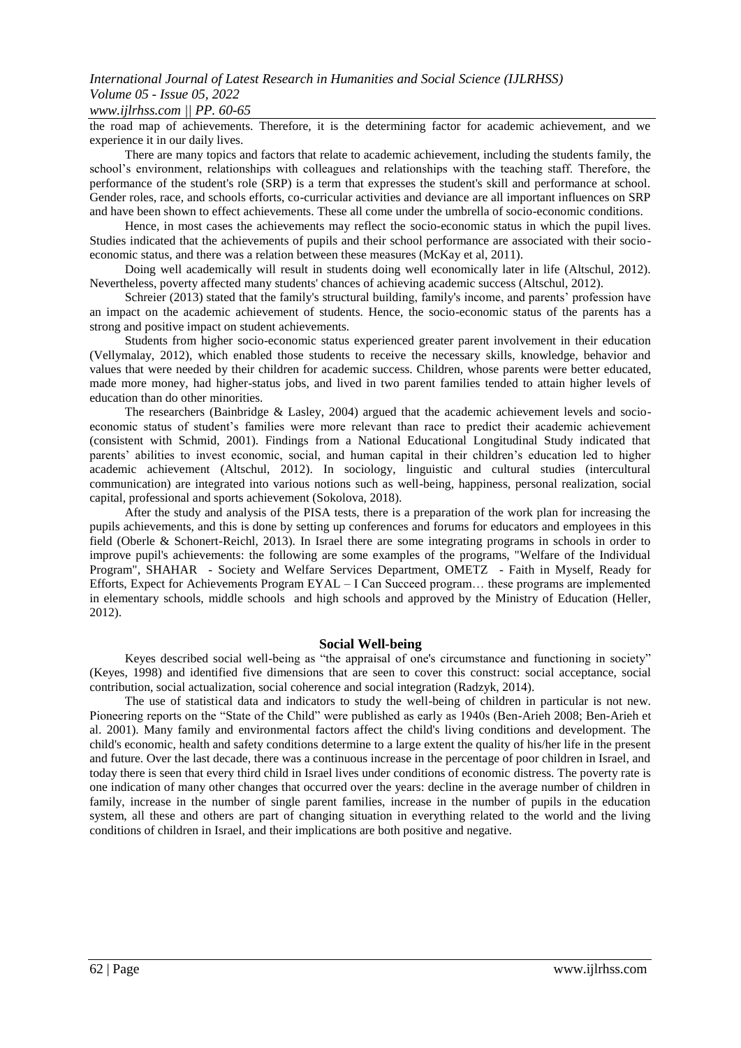the road map of achievements. Therefore, it is the determining factor for academic achievement, and we experience it in our daily lives.

There are many topics and factors that relate to academic achievement, including the students family, the school's environment, relationships with colleagues and relationships with the teaching staff. Therefore, the performance of the student's role (SRP) is a term that expresses the student's skill and performance at school. Gender roles, race, and schools efforts, co-curricular activities and deviance are all important influences on SRP and have been shown to effect achievements. These all come under the umbrella of socio-economic conditions.

Hence, in most cases the achievements may reflect the socio-economic status in which the pupil lives. Studies indicated that the achievements of pupils and their school performance are associated with their socio-economic status, and there was a relation between these measures (McKay et al, 2011).

Doing well academically will result in students doing well economically later in life (Altschul, 2012). Nevertheless, poverty affected many students' chances of achieving academic success (Altschul, 2012).

Schreier (2013) stated that the family's structural building, family's income, and parents' profession have an impact on the academic achievement of students. Hence, the socio-economic status of the parents has a strong and positive impact on student achievements.

Students from higher socio-economic status experienced greater parent involvement in their education (Vellymalay, 2012), which enabled those students to receive the necessary skills, knowledge, behavior and values that were needed by their children for academic success. Children, whose parents were better educated, made more money, had higher-status jobs, and lived in two parent families tended to attain higher levels of education than do other minorities.

The researchers (Bainbridge & Lasley, 2004) argued that the academic achievement levels and socio-economic status of student's families were more relevant than race to predict their academic achievement (consistent with Schmid, 2001). Findings from a National Educational Longitudinal Study indicated that parents' abilities to invest economic, social, and human capital in their children's education led to higher academic achievement (Altschul, 2012). In sociology, linguistic and cultural studies (intercultural communication) are integrated into various notions such as well-being, happiness, personal realization, social capital, professional and sports achievement (Sokolova, 2018).

After the study and analysis of the PISA tests, there is a preparation of the work plan for increasing the pupils achievements, and this is done by setting up conferences and forums for educators and employees in this field (Oberle & Schonert-Reichl, 2013). In Israel there are some integrating programs in schools in order to improve pupil's achievements: the following are some examples of the programs, "Welfare of the Individual Program", SHAHAR - Society and Welfare Services Department, OMETZ - Faith in Myself, Ready for Efforts, Expect for Achievements Program EYAL – I Can Succeed program… these programs are implemented in elementary schools, middle schools and high schools and approved by the Ministry of Education (Heller, 2012).

## Social Well-being

Keyes described social well-being as "the appraisal of one's circumstance and functioning in society" (Keyes, 1998) and identified five dimensions that are seen to cover this construct: social acceptance, social contribution, social actualization, social coherence and social integration (Radzyk, 2014).

The use of statistical data and indicators to study the well-being of children in particular is not new. Pioneering reports on the "State of the Child" were published as early as 1940s (Ben-Arieh 2008; Ben-Arieh et al. 2001). Many family and environmental factors affect the child's living conditions and development. The child's economic, health and safety conditions determine to a large extent the quality of his/her life in the present and future. Over the last decade, there was a continuous increase in the percentage of poor children in Israel, and today there is seen that every third child in Israel lives under conditions of economic distress. The poverty rate is one indication of many other changes that occurred over the years: decline in the average number of children in family, increase in the number of single parent families, increase in the number of pupils in the education system, all these and others are part of changing situation in everything related to the world and the living conditions of children in Israel, and their implications are both positive and negative.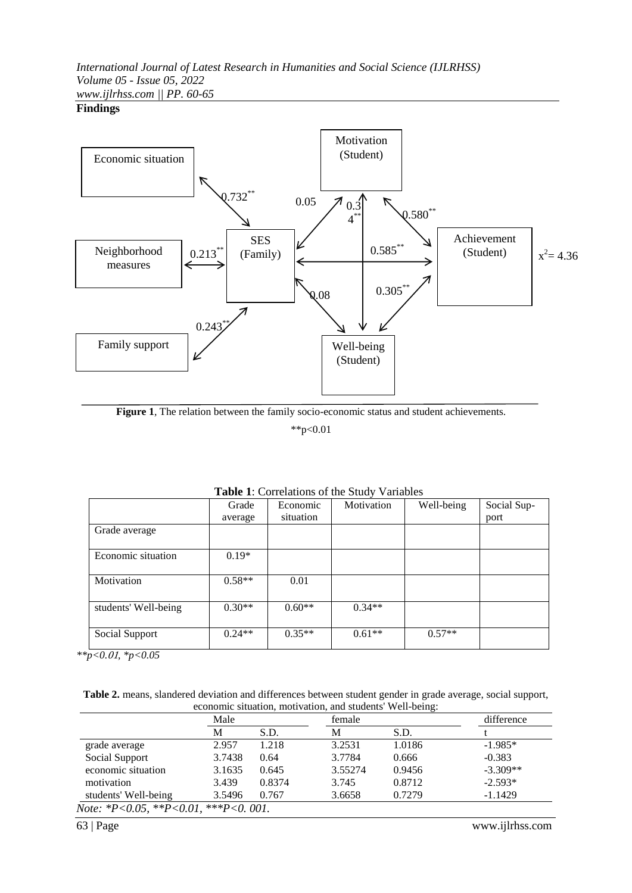**Findings**

Economic situation

Motivation (Student)

0.732**

0.05

0.34**

0.580**

Neighborhood measures

0.213**

SES (Family)

0.585**

Achievement (Student)

$x^2 = 4.36$

0.08

0.305**

0.243**

Family support

Well-being (Student)

**Figure 1**, The relation between the family socio-economic status and student achievements.

**p<0.01

**Table 1**: Correlations of the Study Variables

| | Grade average | Economic situation | Motivation | Well-being | Social Support |
|---|---|---|---|---|---|
| Grade average | | | | | |
| Economic situation | 0.19* | | | | |
| Motivation | 0.58** | 0.01 | | | |
| students' Well-being | 0.30** | 0.60** | 0.34** | | |
| Social Support | 0.24** | 0.35** | 0.61** | 0.57** | |

*\*\*p<0.01, \*p<0.05*

**Table 2.** means, slandered deviation and differences between student gender in grade average, social support, economic situation, motivation, and students' Well-being:

| | Male | | female | | difference |
|---|---|---|---|---|---|
| | M | S.D. | M | S.D. | t |
| grade average | 2.957 | 1.218 | 3.2531 | 1.0186 | -1.985* |
| Social Support | 3.7438 | 0.64 | 3.7784 | 0.666 | -0.383 |
| economic situation | 3.1635 | 0.645 | 3.55274 | 0.9456 | -3.309** |
| motivation | 3.439 | 0.8374 | 3.745 | 0.8712 | -2.593* |
| students' Well-being | 3.5496 | 0.767 | 3.6658 | 0.7279 | -1.1429 |

*Note: \*P<0.05, \*\*P<0.01, \*\*\*P<0. 001.*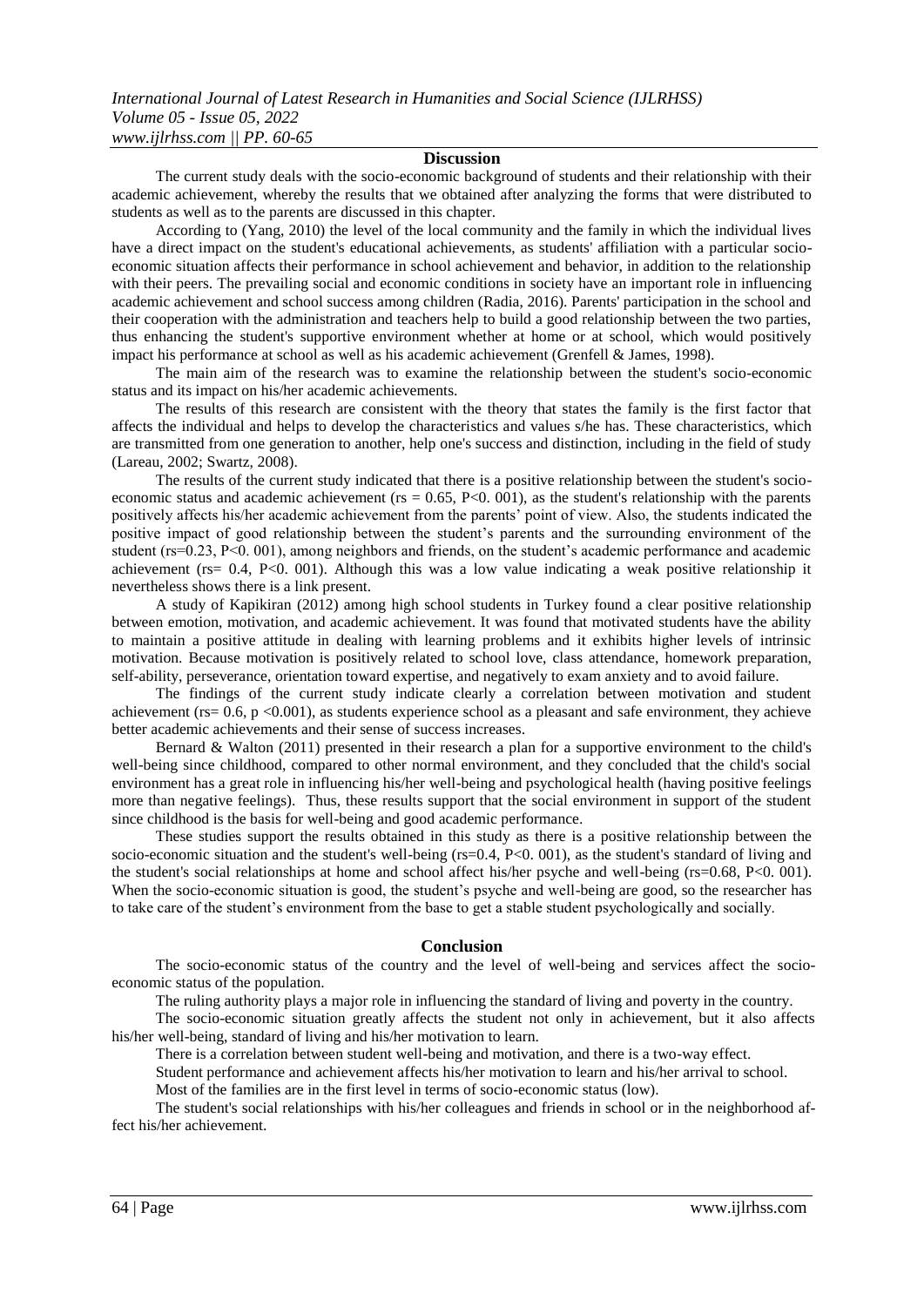## Discussion

The current study deals with the socio-economic background of students and their relationship with their academic achievement, whereby the results that we obtained after analyzing the forms that were distributed to students as well as to the parents are discussed in this chapter.

According to (Yang, 2010) the level of the local community and the family in which the individual lives have a direct impact on the student's educational achievements, as students' affiliation with a particular socio-economic situation affects their performance in school achievement and behavior, in addition to the relationship with their peers. The prevailing social and economic conditions in society have an important role in influencing academic achievement and school success among children (Radia, 2016). Parents' participation in the school and their cooperation with the administration and teachers help to build a good relationship between the two parties, thus enhancing the student's supportive environment whether at home or at school, which would positively impact his performance at school as well as his academic achievement (Grenfell & James, 1998).

The main aim of the research was to examine the relationship between the student's socio-economic status and its impact on his/her academic achievements.

The results of this research are consistent with the theory that states the family is the first factor that affects the individual and helps to develop the characteristics and values s/he has. These characteristics, which are transmitted from one generation to another, help one's success and distinction, including in the field of study (Lareau, 2002; Swartz, 2008).

The results of the current study indicated that there is a positive relationship between the student's socio-economic status and academic achievement ($rs = 0.65$, $P<0.001$), as the student's relationship with the parents positively affects his/her academic achievement from the parents' point of view. Also, the students indicated the positive impact of good relationship between the student's parents and the surrounding environment of the student ($rs=0.23$, $P<0.001$), among neighbors and friends, on the student's academic performance and academic achievement ($rs= 0.4$, $P<0.001$). Although this was a low value indicating a weak positive relationship it nevertheless shows there is a link present.

A study of Kapikiran (2012) among high school students in Turkey found a clear positive relationship between emotion, motivation, and academic achievement. It was found that motivated students have the ability to maintain a positive attitude in dealing with learning problems and it exhibits higher levels of intrinsic motivation. Because motivation is positively related to school love, class attendance, homework preparation, self-ability, perseverance, orientation toward expertise, and negatively to exam anxiety and to avoid failure.

The findings of the current study indicate clearly a correlation between motivation and student achievement ($rs= 0.6$, $p <0.001$), as students experience school as a pleasant and safe environment, they achieve better academic achievements and their sense of success increases.

Bernard & Walton (2011) presented in their research a plan for a supportive environment to the child's well-being since childhood, compared to other normal environment, and they concluded that the child's social environment has a great role in influencing his/her well-being and psychological health (having positive feelings more than negative feelings). Thus, these results support that the social environment in support of the student since childhood is the basis for well-being and good academic performance.

These studies support the results obtained in this study as there is a positive relationship between the socio-economic situation and the student's well-being ($rs=0.4$, $P<0.001$), as the student's standard of living and the student's social relationships at home and school affect his/her psyche and well-being ($rs=0.68$, $P<0.001$). When the socio-economic situation is good, the student's psyche and well-being are good, so the researcher has to take care of the student's environment from the base to get a stable student psychologically and socially.

## Conclusion

The socio-economic status of the country and the level of well-being and services affect the socio-economic status of the population.

The ruling authority plays a major role in influencing the standard of living and poverty in the country.

The socio-economic situation greatly affects the student not only in achievement, but it also affects his/her well-being, standard of living and his/her motivation to learn.

There is a correlation between student well-being and motivation, and there is a two-way effect.

Student performance and achievement affects his/her motivation to learn and his/her arrival to school.

Most of the families are in the first level in terms of socio-economic status (low).

The student's social relationships with his/her colleagues and friends in school or in the neighborhood affect his/her achievement.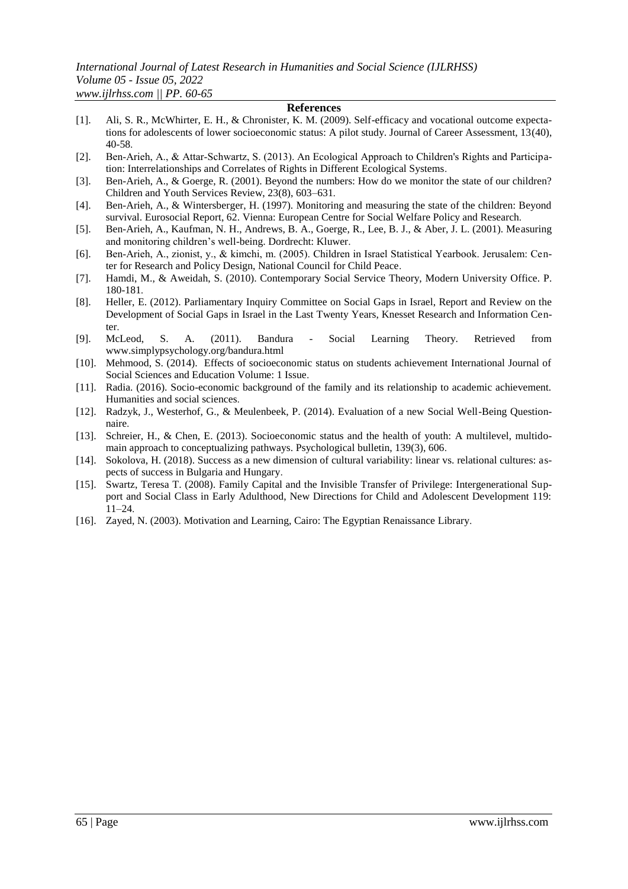## References

[1]. Ali, S. R., McWhirter, E. H., & Chronister, K. M. (2009). Self-efficacy and vocational outcome expectations for adolescents of lower socioeconomic status: A pilot study. Journal of Career Assessment, 13(40), 40-58.

[2]. Ben-Arieh, A., & Attar-Schwartz, S. (2013). An Ecological Approach to Children's Rights and Participation: Interrelationships and Correlates of Rights in Different Ecological Systems.

[3]. Ben-Arieh, A., & Goerge, R. (2001). Beyond the numbers: How do we monitor the state of our children? Children and Youth Services Review, 23(8), 603–631.

[4]. Ben-Arieh, A., & Wintersberger, H. (1997). Monitoring and measuring the state of the children: Beyond survival. Eurosocial Report, 62. Vienna: European Centre for Social Welfare Policy and Research.

[5]. Ben-Arieh, A., Kaufman, N. H., Andrews, B. A., Goerge, R., Lee, B. J., & Aber, J. L. (2001). Measuring and monitoring children's well-being. Dordrecht: Kluwer.

[6]. Ben-Arieh, A., zionist, y., & kimchi, m. (2005). Children in Israel Statistical Yearbook. Jerusalem: Center for Research and Policy Design, National Council for Child Peace.

[7]. Hamdi, M., & Aweidah, S. (2010). Contemporary Social Service Theory, Modern University Office. P. 180-181.

[8]. Heller, E. (2012). Parliamentary Inquiry Committee on Social Gaps in Israel, Report and Review on the Development of Social Gaps in Israel in the Last Twenty Years, Knesset Research and Information Center.

[9]. McLeod, S. A. (2011). Bandura - Social Learning Theory. Retrieved from www.simplypsychology.org/bandura.html

[10]. Mehmood, S. (2014). Effects of socioeconomic status on students achievement International Journal of Social Sciences and Education Volume: 1 Issue.

[11]. Radia. (2016). Socio-economic background of the family and its relationship to academic achievement. Humanities and social sciences.

[12]. Radzyk, J., Westerhof, G., & Meulenbeek, P. (2014). Evaluation of a new Social Well-Being Questionnaire.

[13]. Schreier, H., & Chen, E. (2013). Socioeconomic status and the health of youth: A multilevel, multidomain approach to conceptualizing pathways. Psychological bulletin, 139(3), 606.

[14]. Sokolova, H. (2018). Success as a new dimension of cultural variability: linear vs. relational cultures: aspects of success in Bulgaria and Hungary.

[15]. Swartz, Teresa T. (2008). Family Capital and the Invisible Transfer of Privilege: Intergenerational Support and Social Class in Early Adulthood, New Directions for Child and Adolescent Development 119: 11–24.

[16]. Zayed, N. (2003). Motivation and Learning, Cairo: The Egyptian Renaissance Library.